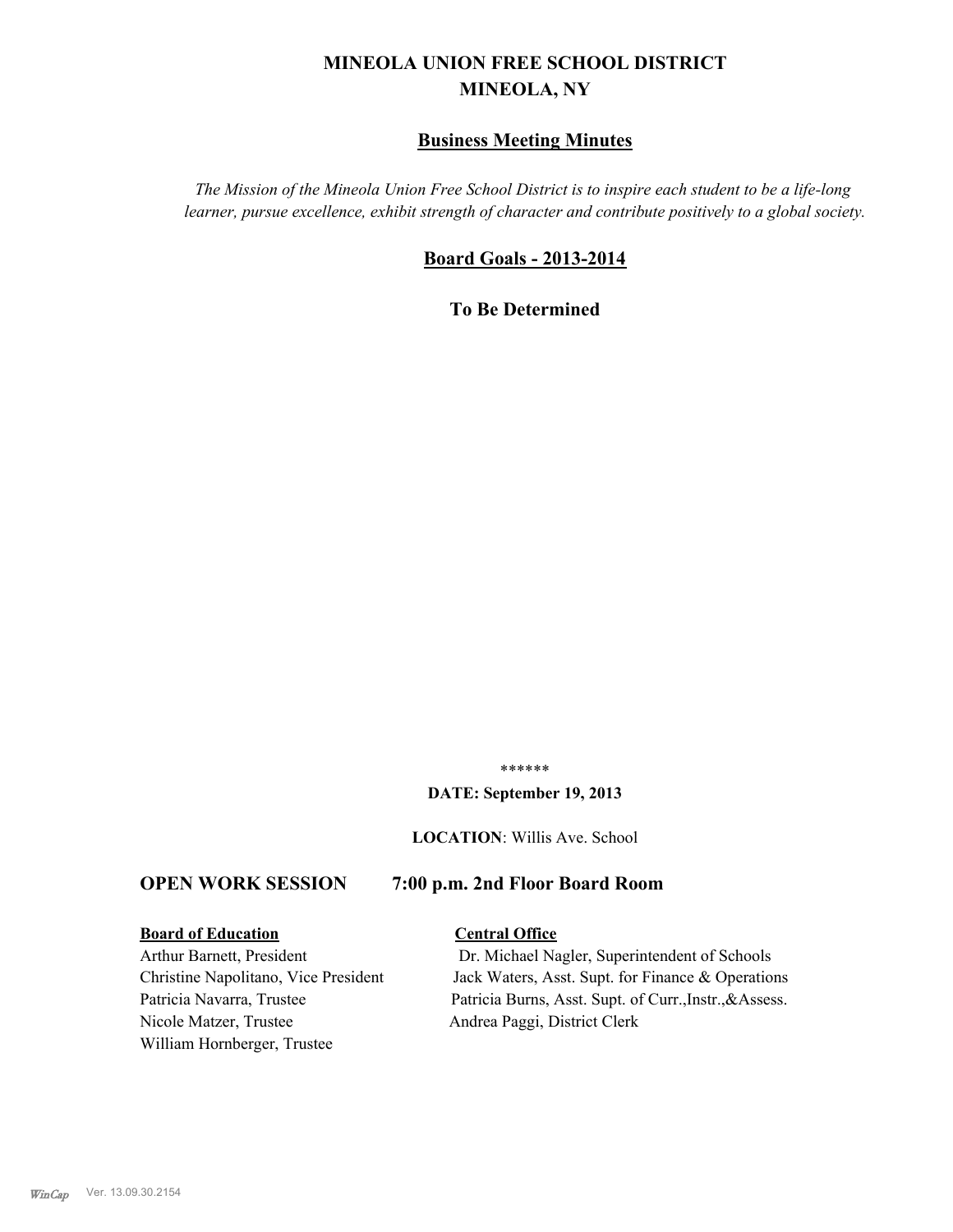# MINEOLA UNION FREE SCHOOL DISTRICT
## MINEOLA, NY

## Business Meeting Minutes

*The Mission of the Mineola Union Free School District is to inspire each student to be a life-long learner, pursue excellence, exhibit strength of character and contribute positively to a global society.*

## Board Goals - 2013-2014

**To Be Determined**

******

**DATE: September 19, 2013**

**LOCATION**: Willis Ave. School

## OPEN WORK SESSION 7:00 p.m. 2nd Floor Board Room

**Board of Education**

Arthur Barnett, President
Christine Napolitano, Vice President
Patricia Navarra, Trustee
Nicole Matzer, Trustee
William Hornberger, Trustee

**Central Office**

Dr. Michael Nagler, Superintendent of Schools
Jack Waters, Asst. Supt. for Finance & Operations
Patricia Burns, Asst. Supt. of Curr.,Instr.,&Assess.
Andrea Paggi, District Clerk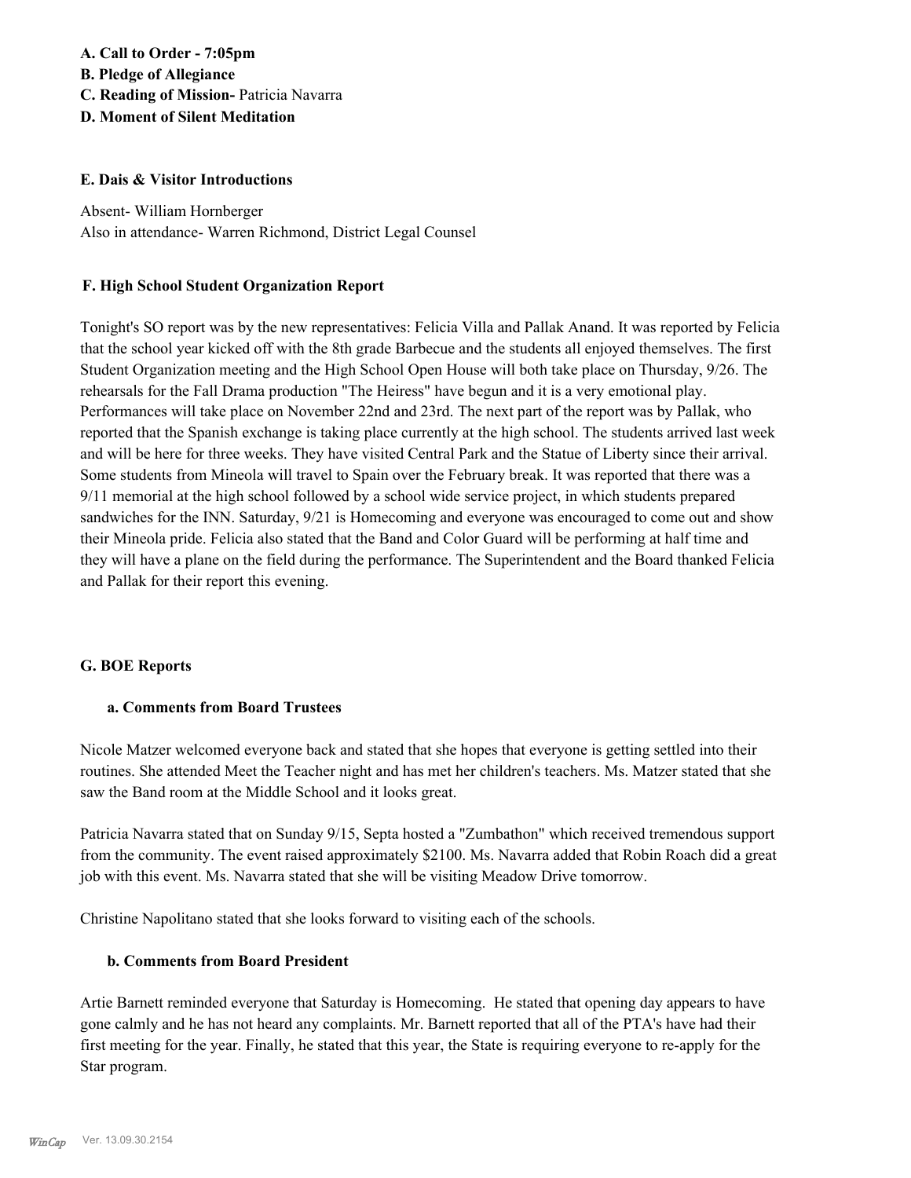**A. Call to Order - 7:05pm**
**B. Pledge of Allegiance**
**C. Reading of Mission-** Patricia Navarra
**D. Moment of Silent Meditation**

**E. Dais & Visitor Introductions**

Absent- William Hornberger
Also in attendance- Warren Richmond, District Legal Counsel

**F. High School Student Organization Report**

Tonight's SO report was by the new representatives: Felicia Villa and Pallak Anand. It was reported by Felicia that the school year kicked off with the 8th grade Barbecue and the students all enjoyed themselves. The first Student Organization meeting and the High School Open House will both take place on Thursday, 9/26. The rehearsals for the Fall Drama production "The Heiress" have begun and it is a very emotional play. Performances will take place on November 22nd and 23rd. The next part of the report was by Pallak, who reported that the Spanish exchange is taking place currently at the high school. The students arrived last week and will be here for three weeks. They have visited Central Park and the Statue of Liberty since their arrival. Some students from Mineola will travel to Spain over the February break. It was reported that there was a 9/11 memorial at the high school followed by a school wide service project, in which students prepared sandwiches for the INN. Saturday, 9/21 is Homecoming and everyone was encouraged to come out and show their Mineola pride. Felicia also stated that the Band and Color Guard will be performing at half time and they will have a plane on the field during the performance. The Superintendent and the Board thanked Felicia and Pallak for their report this evening.

**G. BOE Reports**

**a. Comments from Board Trustees**

Nicole Matzer welcomed everyone back and stated that she hopes that everyone is getting settled into their routines. She attended Meet the Teacher night and has met her children's teachers. Ms. Matzer stated that she saw the Band room at the Middle School and it looks great.

Patricia Navarra stated that on Sunday 9/15, Septa hosted a "Zumbathon" which received tremendous support from the community. The event raised approximately $2100. Ms. Navarra added that Robin Roach did a great job with this event. Ms. Navarra stated that she will be visiting Meadow Drive tomorrow.

Christine Napolitano stated that she looks forward to visiting each of the schools.

**b. Comments from Board President**

Artie Barnett reminded everyone that Saturday is Homecoming. He stated that opening day appears to have gone calmly and he has not heard any complaints. Mr. Barnett reported that all of the PTA's have had their first meeting for the year. Finally, he stated that this year, the State is requiring everyone to re-apply for the Star program.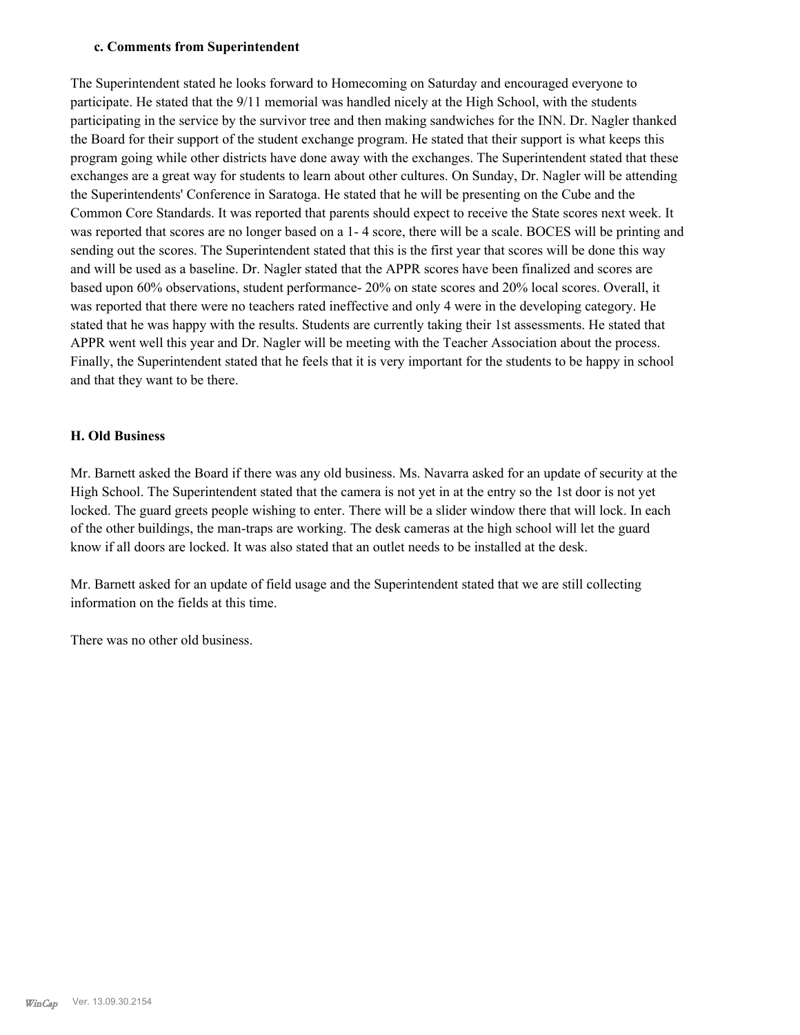### c. Comments from Superintendent

The Superintendent stated he looks forward to Homecoming on Saturday and encouraged everyone to participate. He stated that the 9/11 memorial was handled nicely at the High School, with the students participating in the service by the survivor tree and then making sandwiches for the INN. Dr. Nagler thanked the Board for their support of the student exchange program. He stated that their support is what keeps this program going while other districts have done away with the exchanges. The Superintendent stated that these exchanges are a great way for students to learn about other cultures. On Sunday, Dr. Nagler will be attending the Superintendents' Conference in Saratoga. He stated that he will be presenting on the Cube and the Common Core Standards. It was reported that parents should expect to receive the State scores next week. It was reported that scores are no longer based on a 1- 4 score, there will be a scale. BOCES will be printing and sending out the scores. The Superintendent stated that this is the first year that scores will be done this way and will be used as a baseline. Dr. Nagler stated that the APPR scores have been finalized and scores are based upon 60% observations, student performance- 20% on state scores and 20% local scores. Overall, it was reported that there were no teachers rated ineffective and only 4 were in the developing category. He stated that he was happy with the results. Students are currently taking their 1st assessments. He stated that APPR went well this year and Dr. Nagler will be meeting with the Teacher Association about the process. Finally, the Superintendent stated that he feels that it is very important for the students to be happy in school and that they want to be there.

## H. Old Business

Mr. Barnett asked the Board if there was any old business. Ms. Navarra asked for an update of security at the High School. The Superintendent stated that the camera is not yet in at the entry so the 1st door is not yet locked. The guard greets people wishing to enter. There will be a slider window there that will lock. In each of the other buildings, the man-traps are working. The desk cameras at the high school will let the guard know if all doors are locked. It was also stated that an outlet needs to be installed at the desk.

Mr. Barnett asked for an update of field usage and the Superintendent stated that we are still collecting information on the fields at this time.

There was no other old business.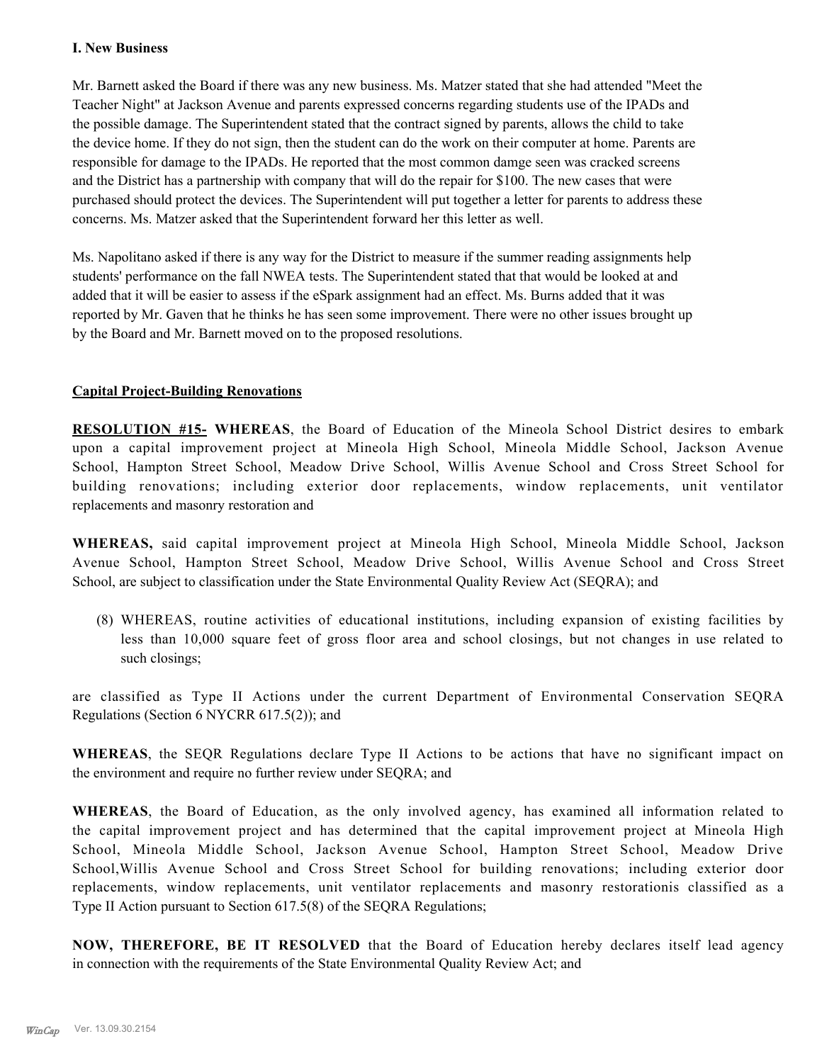**I. New Business**

Mr. Barnett asked the Board if there was any new business. Ms. Matzer stated that she had attended "Meet the Teacher Night" at Jackson Avenue and parents expressed concerns regarding students use of the IPADs and the possible damage. The Superintendent stated that the contract signed by parents, allows the child to take the device home. If they do not sign, then the student can do the work on their computer at home. Parents are responsible for damage to the IPADs. He reported that the most common damge seen was cracked screens and the District has a partnership with company that will do the repair for $100. The new cases that were purchased should protect the devices. The Superintendent will put together a letter for parents to address these concerns. Ms. Matzer asked that the Superintendent forward her this letter as well.

Ms. Napolitano asked if there is any way for the District to measure if the summer reading assignments help students' performance on the fall NWEA tests. The Superintendent stated that that would be looked at and added that it will be easier to assess if the eSpark assignment had an effect. Ms. Burns added that it was reported by Mr. Gaven that he thinks he has seen some improvement. There were no other issues brought up by the Board and Mr. Barnett moved on to the proposed resolutions.

**Capital Project-Building Renovations**

**RESOLUTION #15- WHEREAS**, the Board of Education of the Mineola School District desires to embark upon a capital improvement project at Mineola High School, Mineola Middle School, Jackson Avenue School, Hampton Street School, Meadow Drive School, Willis Avenue School and Cross Street School for building renovations; including exterior door replacements, window replacements, unit ventilator replacements and masonry restoration and

**WHEREAS,** said capital improvement project at Mineola High School, Mineola Middle School, Jackson Avenue School, Hampton Street School, Meadow Drive School, Willis Avenue School and Cross Street School, are subject to classification under the State Environmental Quality Review Act (SEQRA); and

(8) WHEREAS, routine activities of educational institutions, including expansion of existing facilities by less than 10,000 square feet of gross floor area and school closings, but not changes in use related to such closings;

are classified as Type II Actions under the current Department of Environmental Conservation SEQRA Regulations (Section 6 NYCRR 617.5(2)); and

**WHEREAS**, the SEQR Regulations declare Type II Actions to be actions that have no significant impact on the environment and require no further review under SEQRA; and

**WHEREAS**, the Board of Education, as the only involved agency, has examined all information related to the capital improvement project and has determined that the capital improvement project at Mineola High School, Mineola Middle School, Jackson Avenue School, Hampton Street School, Meadow Drive School,Willis Avenue School and Cross Street School for building renovations; including exterior door replacements, window replacements, unit ventilator replacements and masonry restorationis classified as a Type II Action pursuant to Section 617.5(8) of the SEQRA Regulations;

**NOW, THEREFORE, BE IT RESOLVED** that the Board of Education hereby declares itself lead agency in connection with the requirements of the State Environmental Quality Review Act; and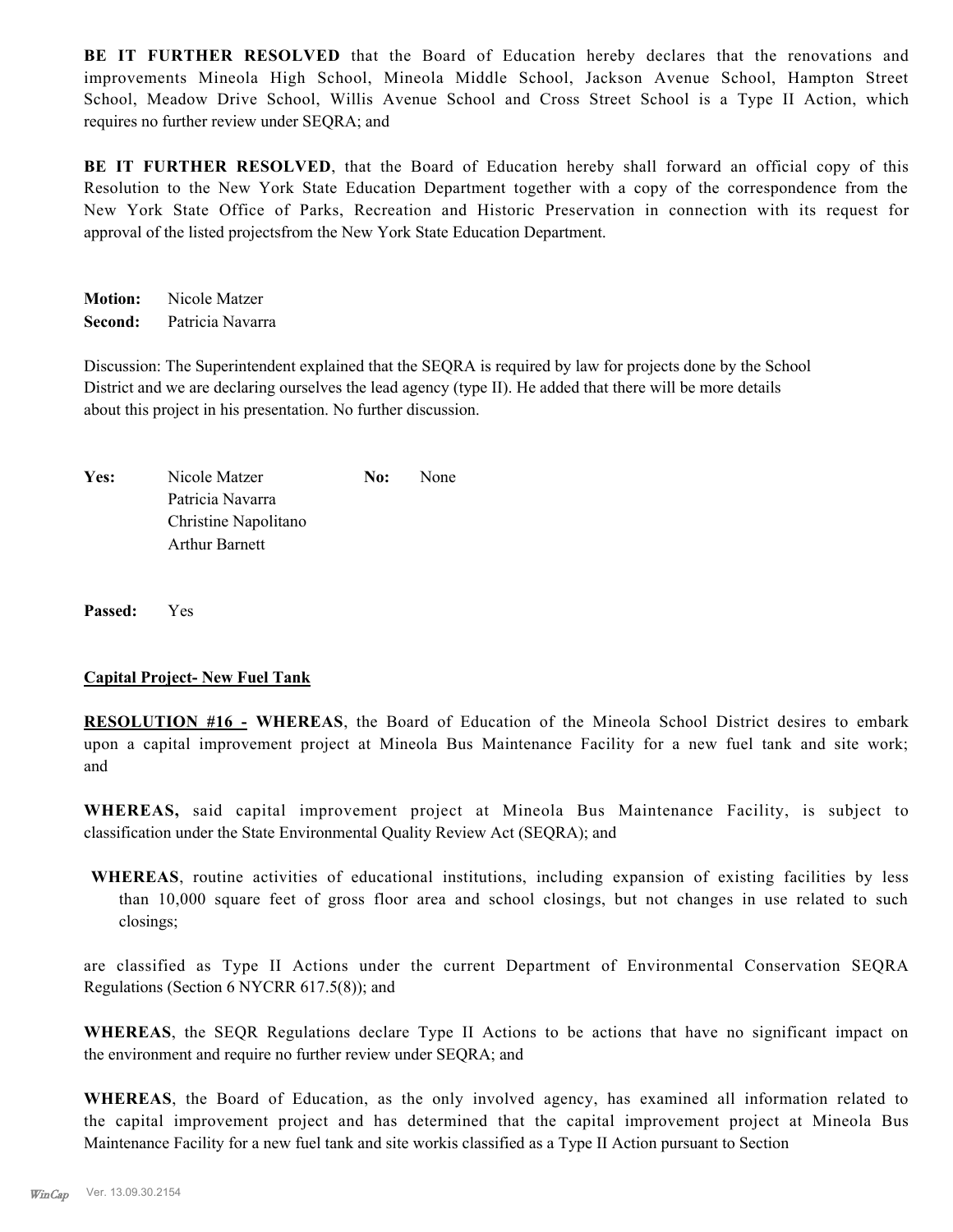**BE IT FURTHER RESOLVED** that the Board of Education hereby declares that the renovations and improvements Mineola High School, Mineola Middle School, Jackson Avenue School, Hampton Street School, Meadow Drive School, Willis Avenue School and Cross Street School is a Type II Action, which requires no further review under SEQRA; and

**BE IT FURTHER RESOLVED**, that the Board of Education hereby shall forward an official copy of this Resolution to the New York State Education Department together with a copy of the correspondence from the New York State Office of Parks, Recreation and Historic Preservation in connection with its request for approval of the listed projectsfrom the New York State Education Department.

**Motion:** Nicole Matzer
**Second:** Patricia Navarra

Discussion: The Superintendent explained that the SEQRA is required by law for projects done by the School District and we are declaring ourselves the lead agency (type II). He added that there will be more details about this project in his presentation. No further discussion.

| **Yes:** | Nicole Matzer | **No:** | None |
|---|---|---|---|
| | Patricia Navarra | | |
| | Christine Napolitano | | |
| | Arthur Barnett | | |

**Passed:** Yes

**Capital Project- New Fuel Tank**

**RESOLUTION #16 - WHEREAS**, the Board of Education of the Mineola School District desires to embark upon a capital improvement project at Mineola Bus Maintenance Facility for a new fuel tank and site work; and

**WHEREAS,** said capital improvement project at Mineola Bus Maintenance Facility, is subject to classification under the State Environmental Quality Review Act (SEQRA); and

**WHEREAS**, routine activities of educational institutions, including expansion of existing facilities by less than 10,000 square feet of gross floor area and school closings, but not changes in use related to such closings;

are classified as Type II Actions under the current Department of Environmental Conservation SEQRA Regulations (Section 6 NYCRR 617.5(8)); and

**WHEREAS**, the SEQR Regulations declare Type II Actions to be actions that have no significant impact on the environment and require no further review under SEQRA; and

**WHEREAS**, the Board of Education, as the only involved agency, has examined all information related to the capital improvement project and has determined that the capital improvement project at Mineola Bus Maintenance Facility for a new fuel tank and site workis classified as a Type II Action pursuant to Section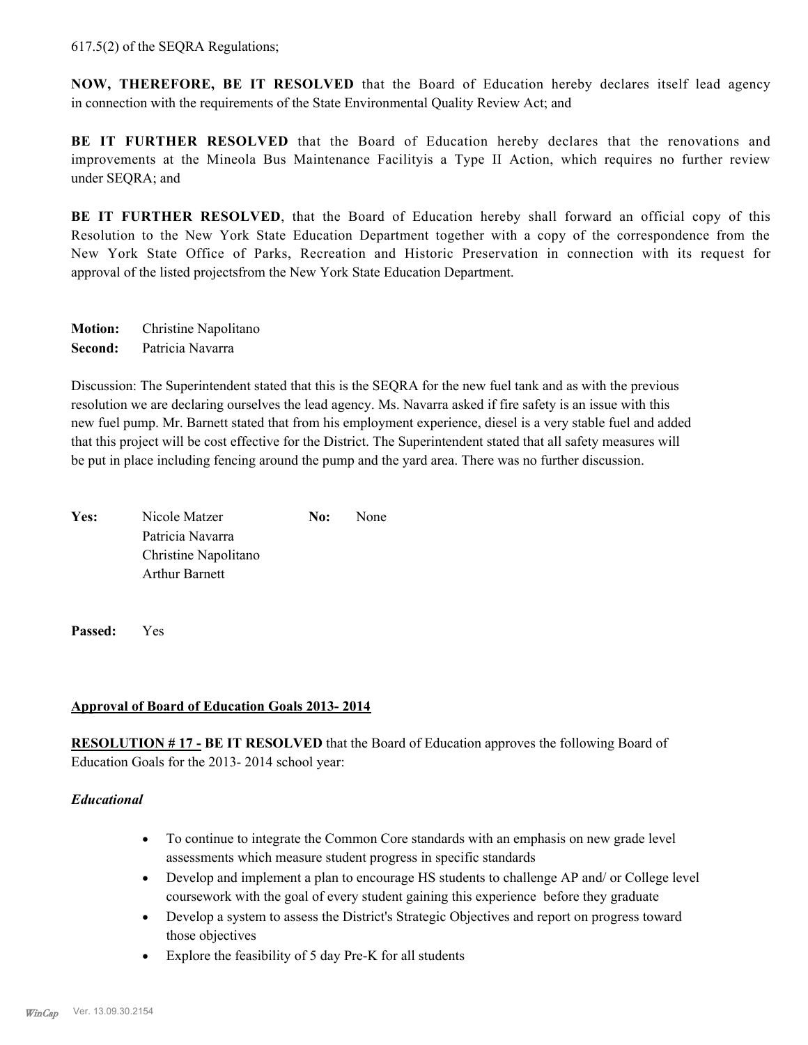617.5(2) of the SEQRA Regulations;

**NOW, THEREFORE, BE IT RESOLVED** that the Board of Education hereby declares itself lead agency in connection with the requirements of the State Environmental Quality Review Act; and

**BE IT FURTHER RESOLVED** that the Board of Education hereby declares that the renovations and improvements at the Mineola Bus Maintenance Facilityis a Type II Action, which requires no further review under SEQRA; and

**BE IT FURTHER RESOLVED**, that the Board of Education hereby shall forward an official copy of this Resolution to the New York State Education Department together with a copy of the correspondence from the New York State Office of Parks, Recreation and Historic Preservation in connection with its request for approval of the listed projectsfrom the New York State Education Department.

**Motion:** Christine Napolitano
**Second:** Patricia Navarra

Discussion: The Superintendent stated that this is the SEQRA for the new fuel tank and as with the previous resolution we are declaring ourselves the lead agency. Ms. Navarra asked if fire safety is an issue with this new fuel pump. Mr. Barnett stated that from his employment experience, diesel is a very stable fuel and added that this project will be cost effective for the District. The Superintendent stated that all safety measures will be put in place including fencing around the pump and the yard area. There was no further discussion.

**Yes:** Nicole Matzer
Patricia Navarra
Christine Napolitano
Arthur Barnett

**No:** None

**Passed:** Yes

**Approval of Board of Education Goals 2013- 2014**

**RESOLUTION # 17 - BE IT RESOLVED** that the Board of Education approves the following Board of Education Goals for the 2013- 2014 school year:

***Educational***

- To continue to integrate the Common Core standards with an emphasis on new grade level assessments which measure student progress in specific standards
- Develop and implement a plan to encourage HS students to challenge AP and/ or College level coursework with the goal of every student gaining this experience before they graduate
- Develop a system to assess the District's Strategic Objectives and report on progress toward those objectives
- Explore the feasibility of 5 day Pre-K for all students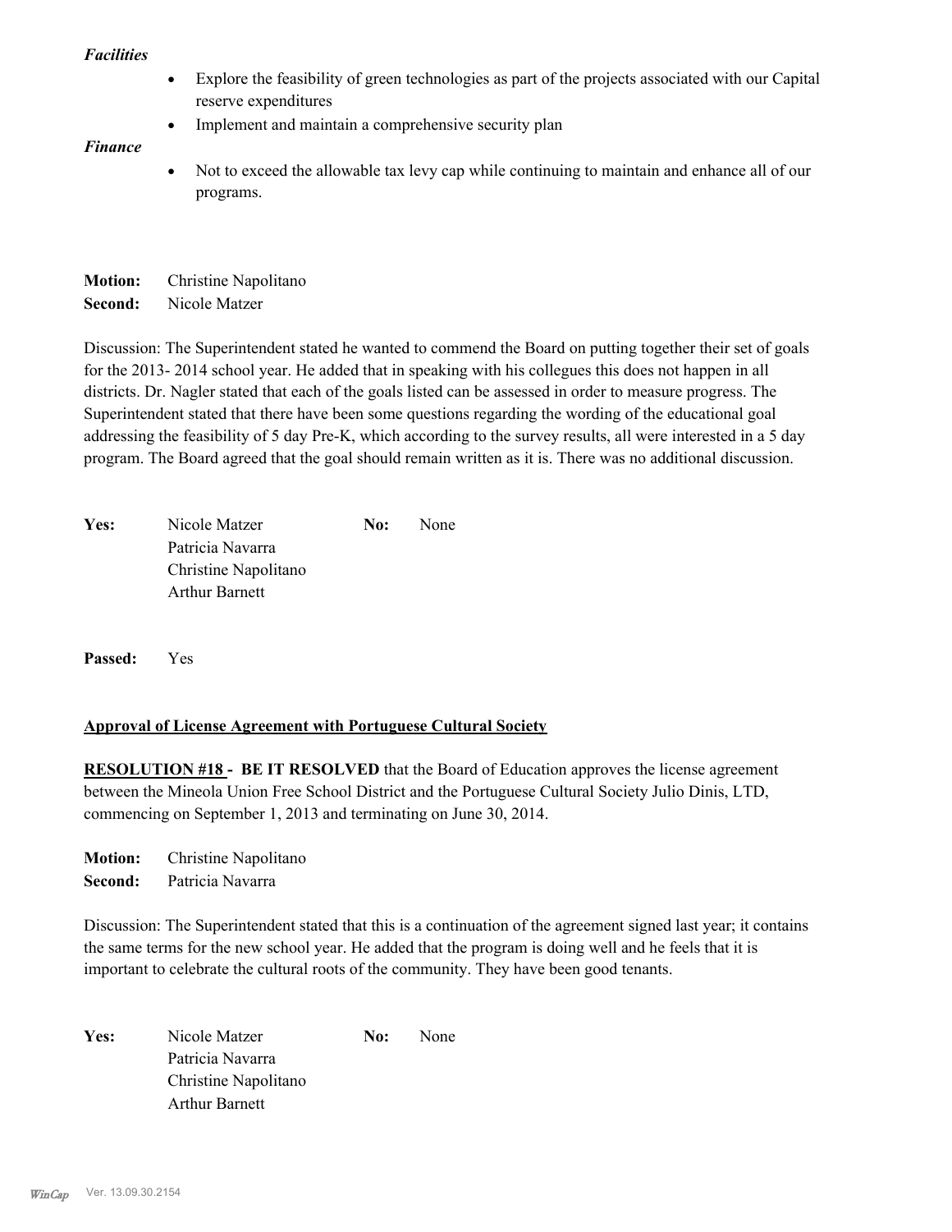*Facilities*

- Explore the feasibility of green technologies as part of the projects associated with our Capital reserve expenditures
- Implement and maintain a comprehensive security plan

*Finance*

- Not to exceed the allowable tax levy cap while continuing to maintain and enhance all of our programs.

**Motion:** Christine Napolitano
**Second:** Nicole Matzer

Discussion: The Superintendent stated he wanted to commend the Board on putting together their set of goals for the 2013- 2014 school year. He added that in speaking with his collegues this does not happen in all districts. Dr. Nagler stated that each of the goals listed can be assessed in order to measure progress. The Superintendent stated that there have been some questions regarding the wording of the educational goal addressing the feasibility of 5 day Pre-K, which according to the survey results, all were interested in a 5 day program. The Board agreed that the goal should remain written as it is. There was no additional discussion.

| **Yes:** | Nicole Matzer | **No:** | None |
|---|---|---|---|
| | Patricia Navarra | | |
| | Christine Napolitano | | |
| | Arthur Barnett | | |

**Passed:** Yes

**Approval of License Agreement with Portuguese Cultural Society**

**RESOLUTION #18 - BE IT RESOLVED** that the Board of Education approves the license agreement between the Mineola Union Free School District and the Portuguese Cultural Society Julio Dinis, LTD, commencing on September 1, 2013 and terminating on June 30, 2014.

**Motion:** Christine Napolitano
**Second:** Patricia Navarra

Discussion: The Superintendent stated that this is a continuation of the agreement signed last year; it contains the same terms for the new school year. He added that the program is doing well and he feels that it is important to celebrate the cultural roots of the community. They have been good tenants.

| **Yes:** | Nicole Matzer | **No:** | None |
|---|---|---|---|
| | Patricia Navarra | | |
| | Christine Napolitano | | |
| | Arthur Barnett | | |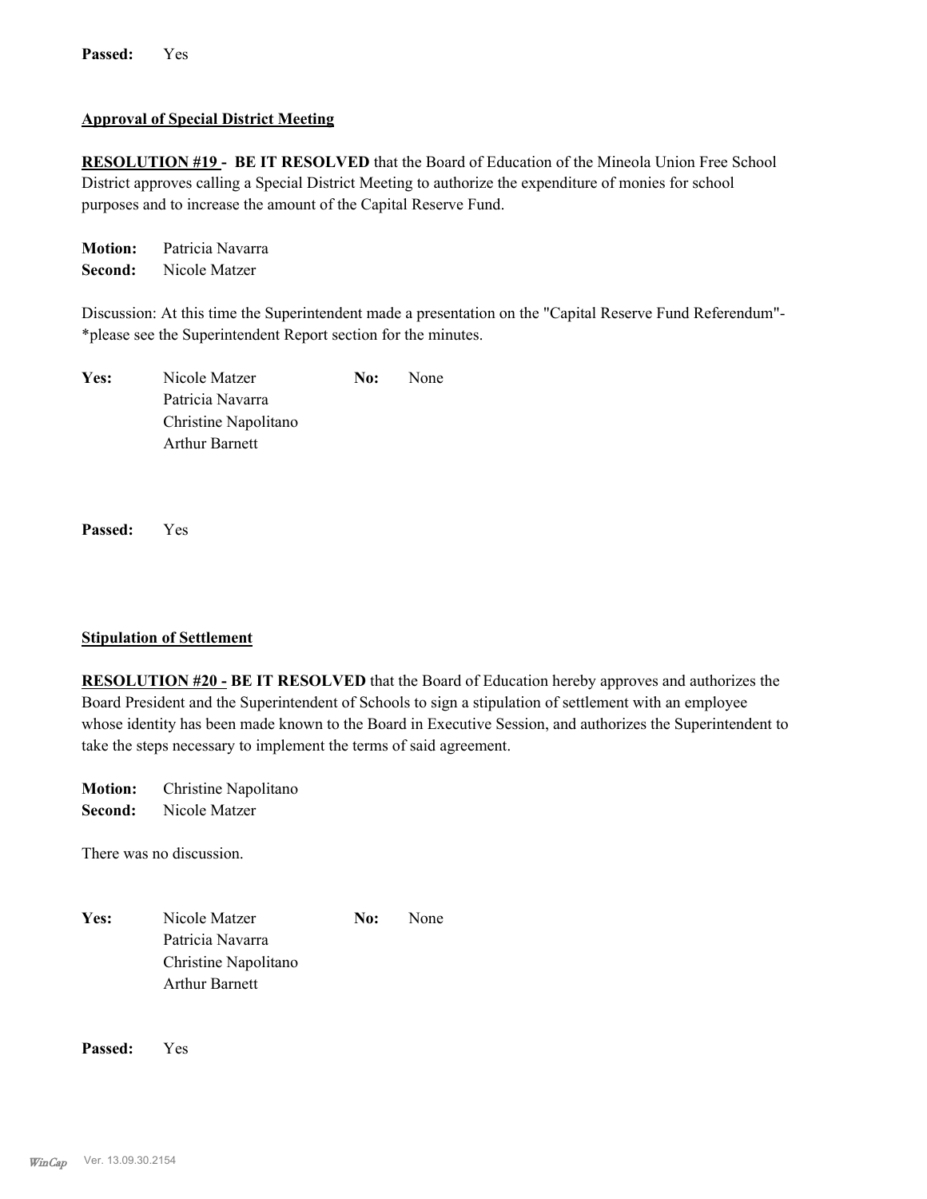**Passed:** Yes

**Approval of Special District Meeting**

**RESOLUTION #19 - BE IT RESOLVED** that the Board of Education of the Mineola Union Free School District approves calling a Special District Meeting to authorize the expenditure of monies for school purposes and to increase the amount of the Capital Reserve Fund.

**Motion:** Patricia Navarra
**Second:** Nicole Matzer

Discussion: At this time the Superintendent made a presentation on the "Capital Reserve Fund Referendum"- *please see the Superintendent Report section for the minutes.

**Yes:** Nicole Matzer
Patricia Navarra
Christine Napolitano
Arthur Barnett

**No:** None

**Passed:** Yes

**Stipulation of Settlement**

**RESOLUTION #20 - BE IT RESOLVED** that the Board of Education hereby approves and authorizes the Board President and the Superintendent of Schools to sign a stipulation of settlement with an employee whose identity has been made known to the Board in Executive Session, and authorizes the Superintendent to take the steps necessary to implement the terms of said agreement.

**Motion:** Christine Napolitano
**Second:** Nicole Matzer

There was no discussion.

**Yes:** Nicole Matzer
Patricia Navarra
Christine Napolitano
Arthur Barnett

**No:** None

**Passed:** Yes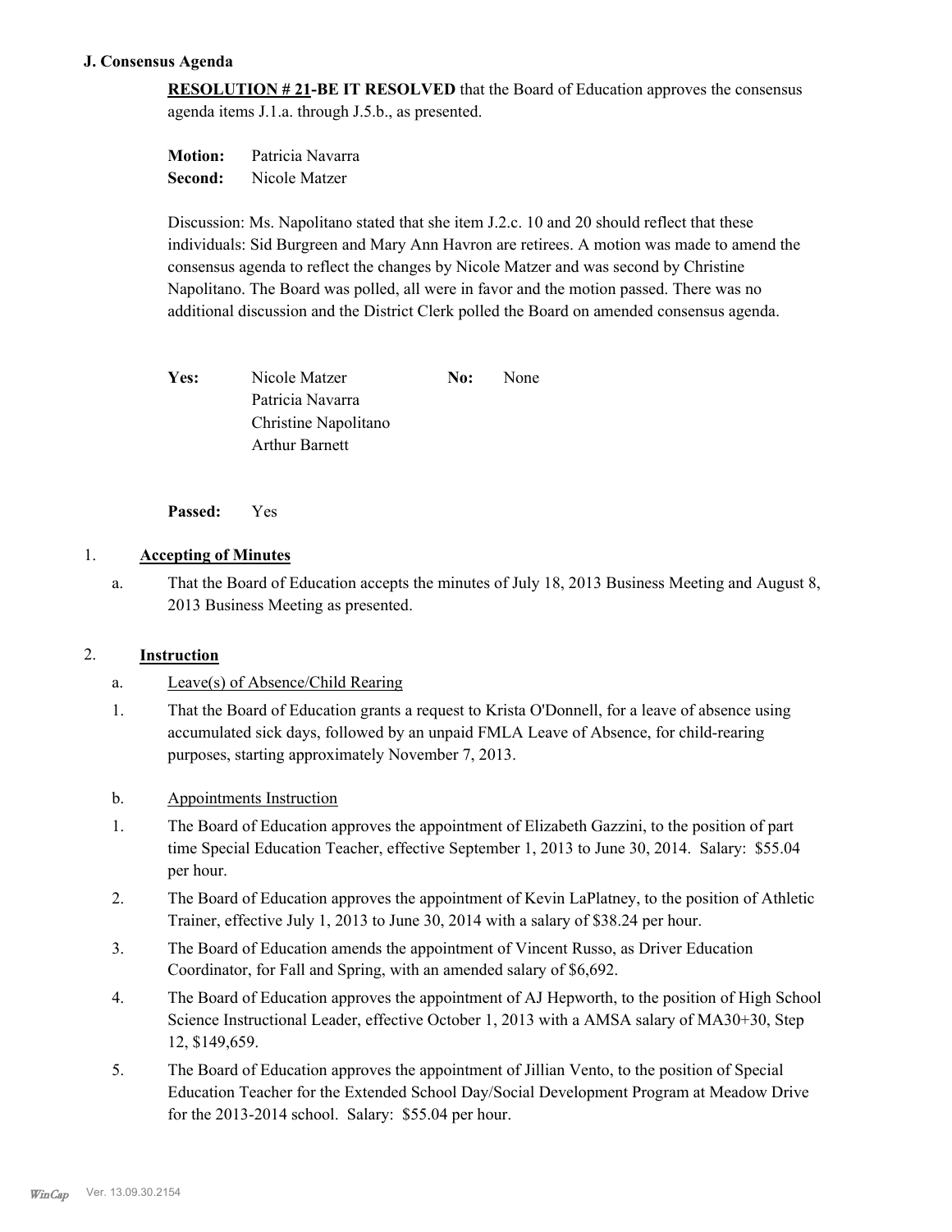### J. Consensus Agenda

**RESOLUTION # 21-BE IT RESOLVED** that the Board of Education approves the consensus agenda items J.1.a. through J.5.b., as presented.

**Motion:** Patricia Navarra
**Second:** Nicole Matzer

Discussion: Ms. Napolitano stated that she item J.2.c. 10 and 20 should reflect that these individuals: Sid Burgreen and Mary Ann Havron are retirees. A motion was made to amend the consensus agenda to reflect the changes by Nicole Matzer and was second by Christine Napolitano. The Board was polled, all were in favor and the motion passed. There was no additional discussion and the District Clerk polled the Board on amended consensus agenda.

**Yes:** Nicole Matzer, Patricia Navarra, Christine Napolitano, Arthur Barnett
**No:** None

**Passed:** Yes

1. **Accepting of Minutes**

   a. That the Board of Education accepts the minutes of July 18, 2013 Business Meeting and August 8, 2013 Business Meeting as presented.

2. **Instruction**

   a. Leave(s) of Absence/Child Rearing

   1. That the Board of Education grants a request to Krista O'Donnell, for a leave of absence using accumulated sick days, followed by an unpaid FMLA Leave of Absence, for child-rearing purposes, starting approximately November 7, 2013.

   b. Appointments Instruction

   1. The Board of Education approves the appointment of Elizabeth Gazzini, to the position of part time Special Education Teacher, effective September 1, 2013 to June 30, 2014. Salary: $55.04 per hour.
   2. The Board of Education approves the appointment of Kevin LaPlatney, to the position of Athletic Trainer, effective July 1, 2013 to June 30, 2014 with a salary of $38.24 per hour.
   3. The Board of Education amends the appointment of Vincent Russo, as Driver Education Coordinator, for Fall and Spring, with an amended salary of $6,692.
   4. The Board of Education approves the appointment of AJ Hepworth, to the position of High School Science Instructional Leader, effective October 1, 2013 with a AMSA salary of MA30+30, Step 12, $149,659.
   5. The Board of Education approves the appointment of Jillian Vento, to the position of Special Education Teacher for the Extended School Day/Social Development Program at Meadow Drive for the 2013-2014 school. Salary: $55.04 per hour.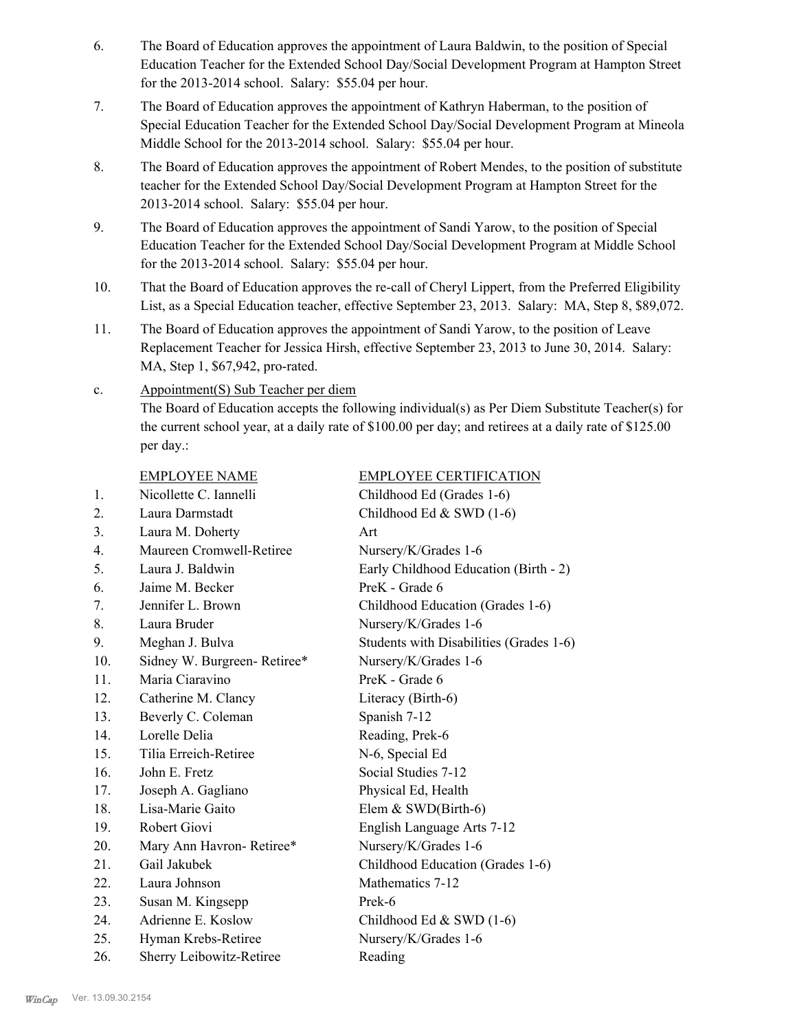6. The Board of Education approves the appointment of Laura Baldwin, to the position of Special Education Teacher for the Extended School Day/Social Development Program at Hampton Street for the 2013-2014 school. Salary: $55.04 per hour.

7. The Board of Education approves the appointment of Kathryn Haberman, to the position of Special Education Teacher for the Extended School Day/Social Development Program at Mineola Middle School for the 2013-2014 school. Salary: $55.04 per hour.

8. The Board of Education approves the appointment of Robert Mendes, to the position of substitute teacher for the Extended School Day/Social Development Program at Hampton Street for the 2013-2014 school. Salary: $55.04 per hour.

9. The Board of Education approves the appointment of Sandi Yarow, to the position of Special Education Teacher for the Extended School Day/Social Development Program at Middle School for the 2013-2014 school. Salary: $55.04 per hour.

10. That the Board of Education approves the re-call of Cheryl Lippert, from the Preferred Eligibility List, as a Special Education teacher, effective September 23, 2013. Salary: MA, Step 8, $89,072.

11. The Board of Education approves the appointment of Sandi Yarow, to the position of Leave Replacement Teacher for Jessica Hirsh, effective September 23, 2013 to June 30, 2014. Salary: MA, Step 1, $67,942, pro-rated.

c. Appointment(S) Sub Teacher per diem

The Board of Education accepts the following individual(s) as Per Diem Substitute Teacher(s) for the current school year, at a daily rate of $100.00 per day; and retirees at a daily rate of $125.00 per day.:

| | EMPLOYEE NAME | EMPLOYEE CERTIFICATION |
|---|---|---|
| 1. | Nicollette C. Iannelli | Childhood Ed (Grades 1-6) |
| 2. | Laura Darmstadt | Childhood Ed & SWD (1-6) |
| 3. | Laura M. Doherty | Art |
| 4. | Maureen Cromwell-Retiree | Nursery/K/Grades 1-6 |
| 5. | Laura J. Baldwin | Early Childhood Education (Birth - 2) |
| 6. | Jaime M. Becker | PreK - Grade 6 |
| 7. | Jennifer L. Brown | Childhood Education (Grades 1-6) |
| 8. | Laura Bruder | Nursery/K/Grades 1-6 |
| 9. | Meghan J. Bulva | Students with Disabilities (Grades 1-6) |
| 10. | Sidney W. Burgreen- Retiree* | Nursery/K/Grades 1-6 |
| 11. | Maria Ciaravino | PreK - Grade 6 |
| 12. | Catherine M. Clancy | Literacy (Birth-6) |
| 13. | Beverly C. Coleman | Spanish 7-12 |
| 14. | Lorelle Delia | Reading, Prek-6 |
| 15. | Tilia Erreich-Retiree | N-6, Special Ed |
| 16. | John E. Fretz | Social Studies 7-12 |
| 17. | Joseph A. Gagliano | Physical Ed, Health |
| 18. | Lisa-Marie Gaito | Elem & SWD(Birth-6) |
| 19. | Robert Giovi | English Language Arts 7-12 |
| 20. | Mary Ann Havron- Retiree* | Nursery/K/Grades 1-6 |
| 21. | Gail Jakubek | Childhood Education (Grades 1-6) |
| 22. | Laura Johnson | Mathematics 7-12 |
| 23. | Susan M. Kingsepp | Prek-6 |
| 24. | Adrienne E. Koslow | Childhood Ed & SWD (1-6) |
| 25. | Hyman Krebs-Retiree | Nursery/K/Grades 1-6 |
| 26. | Sherry Leibowitz-Retiree | Reading |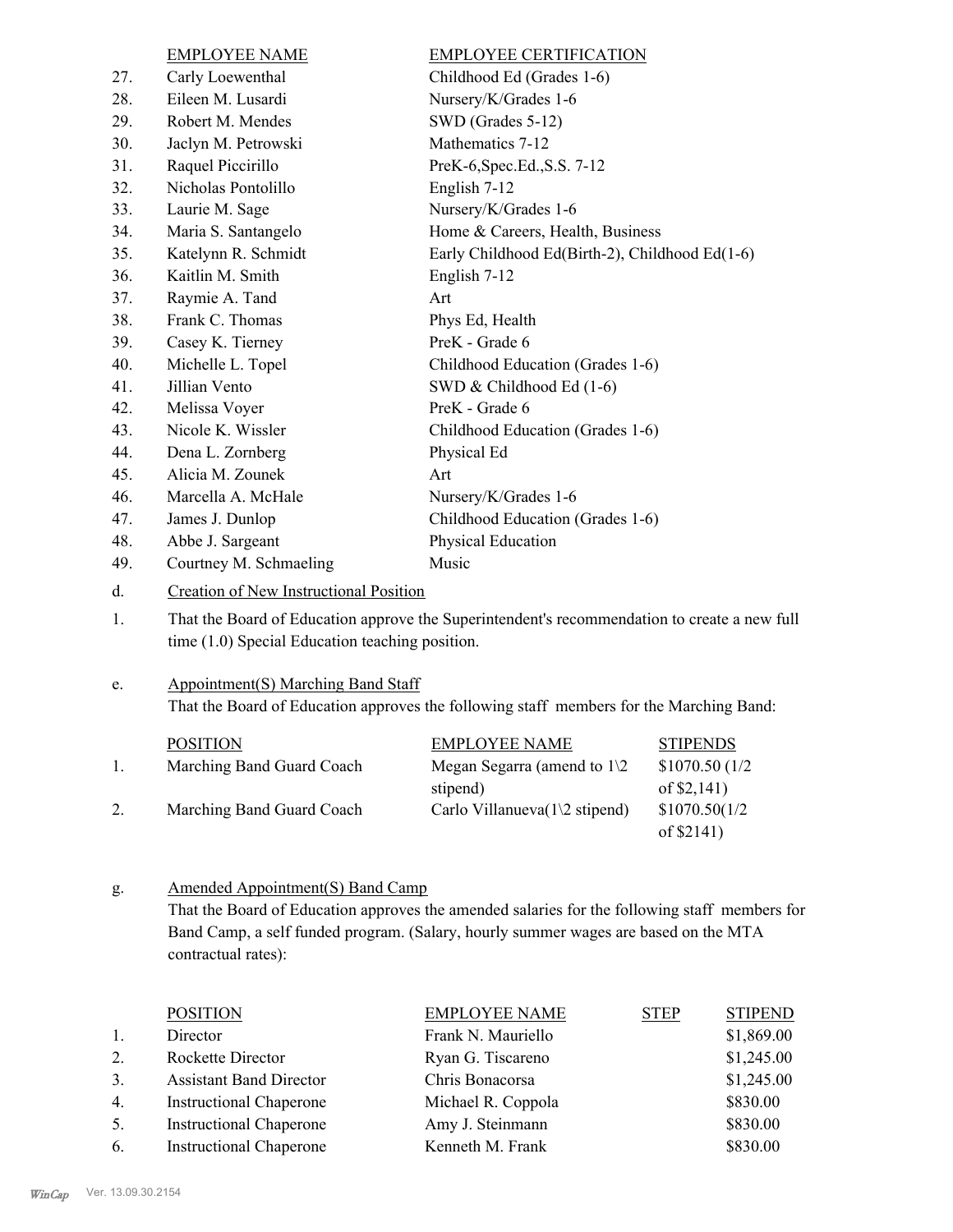| | EMPLOYEE NAME | EMPLOYEE CERTIFICATION |
|---|---|---|
| 27. | Carly Loewenthal | Childhood Ed (Grades 1-6) |
| 28. | Eileen M. Lusardi | Nursery/K/Grades 1-6 |
| 29. | Robert M. Mendes | SWD (Grades 5-12) |
| 30. | Jaclyn M. Petrowski | Mathematics 7-12 |
| 31. | Raquel Piccirillo | PreK-6,Spec.Ed.,S.S. 7-12 |
| 32. | Nicholas Pontolillo | English 7-12 |
| 33. | Laurie M. Sage | Nursery/K/Grades 1-6 |
| 34. | Maria S. Santangelo | Home & Careers, Health, Business |
| 35. | Katelynn R. Schmidt | Early Childhood Ed(Birth-2), Childhood Ed(1-6) |
| 36. | Kaitlin M. Smith | English 7-12 |
| 37. | Raymie A. Tand | Art |
| 38. | Frank C. Thomas | Phys Ed, Health |
| 39. | Casey K. Tierney | PreK - Grade 6 |
| 40. | Michelle L. Topel | Childhood Education (Grades 1-6) |
| 41. | Jillian Vento | SWD & Childhood Ed (1-6) |
| 42. | Melissa Voyer | PreK - Grade 6 |
| 43. | Nicole K. Wissler | Childhood Education (Grades 1-6) |
| 44. | Dena L. Zornberg | Physical Ed |
| 45. | Alicia M. Zounek | Art |
| 46. | Marcella A. McHale | Nursery/K/Grades 1-6 |
| 47. | James J. Dunlop | Childhood Education (Grades 1-6) |
| 48. | Abbe J. Sargeant | Physical Education |
| 49. | Courtney M. Schmaeling | Music |

d. Creation of New Instructional Position

1. That the Board of Education approve the Superintendent's recommendation to create a new full time (1.0) Special Education teaching position.

e. Appointment(S) Marching Band Staff

That the Board of Education approves the following staff members for the Marching Band:

| | POSITION | EMPLOYEE NAME | STIPENDS |
|---|---|---|---|
| 1. | Marching Band Guard Coach | Megan Segarra (amend to 1\2 stipend) | $1070.50 (1/2 of $2,141) |
| 2. | Marching Band Guard Coach | Carlo Villanueva(1\2 stipend) | $1070.50(1/2 of $2141) |

g. Amended Appointment(S) Band Camp

That the Board of Education approves the amended salaries for the following staff members for Band Camp, a self funded program. (Salary, hourly summer wages are based on the MTA contractual rates):

| | POSITION | EMPLOYEE NAME | STEP | STIPEND |
|---|---|---|---|---|
| 1. | Director | Frank N. Mauriello | | $1,869.00 |
| 2. | Rockette Director | Ryan G. Tiscareno | | $1,245.00 |
| 3. | Assistant Band Director | Chris Bonacorsa | | $1,245.00 |
| 4. | Instructional Chaperone | Michael R. Coppola | | $830.00 |
| 5. | Instructional Chaperone | Amy J. Steinmann | | $830.00 |
| 6. | Instructional Chaperone | Kenneth M. Frank | | $830.00 |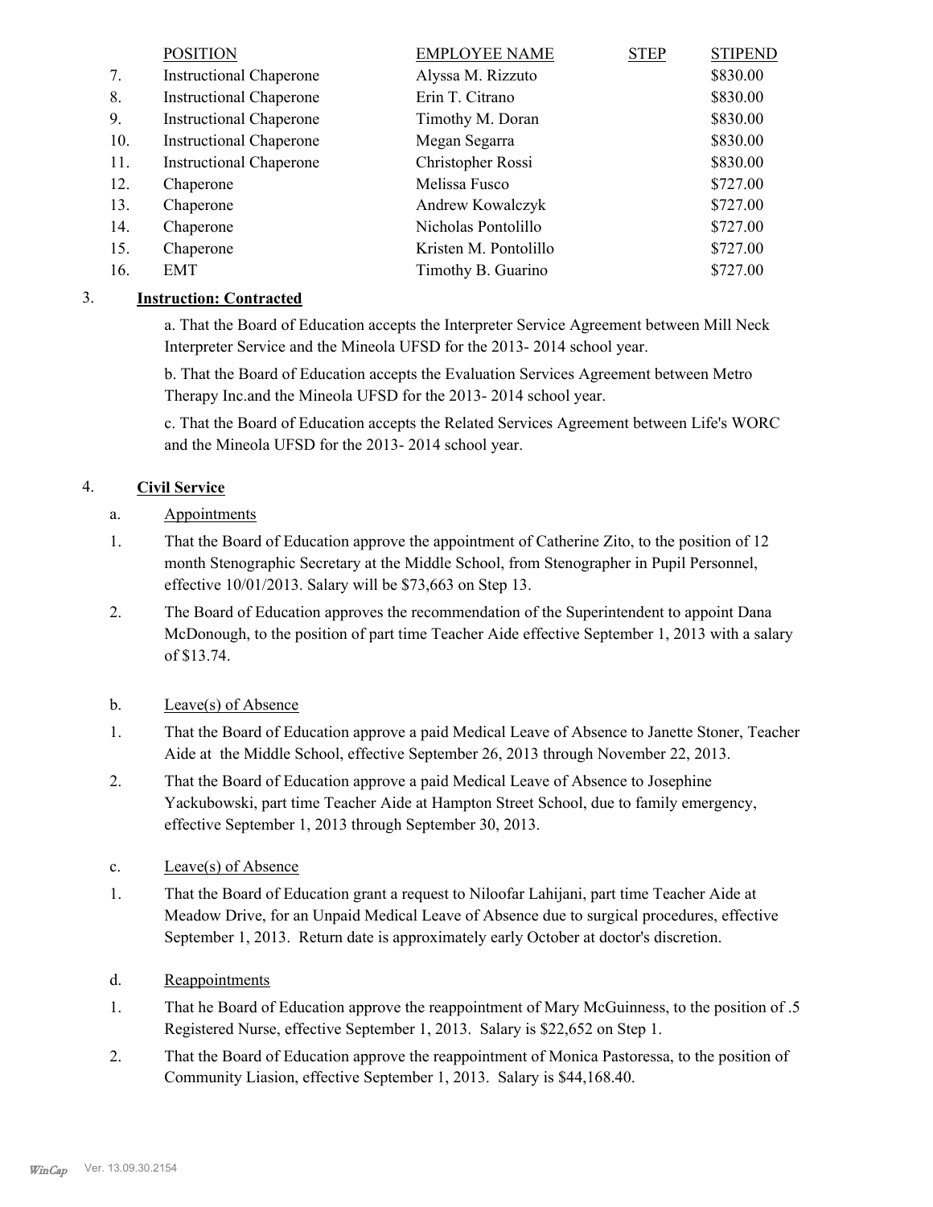| | POSITION | EMPLOYEE NAME | STEP | STIPEND |
|---|---|---|---|---|
| 7. | Instructional Chaperone | Alyssa M. Rizzuto | | $830.00 |
| 8. | Instructional Chaperone | Erin T. Citrano | | $830.00 |
| 9. | Instructional Chaperone | Timothy M. Doran | | $830.00 |
| 10. | Instructional Chaperone | Megan Segarra | | $830.00 |
| 11. | Instructional Chaperone | Christopher Rossi | | $830.00 |
| 12. | Chaperone | Melissa Fusco | | $727.00 |
| 13. | Chaperone | Andrew Kowalczyk | | $727.00 |
| 14. | Chaperone | Nicholas Pontolillo | | $727.00 |
| 15. | Chaperone | Kristen M. Pontolillo | | $727.00 |
| 16. | EMT | Timothy B. Guarino | | $727.00 |

3. **Instruction: Contracted**

a. That the Board of Education accepts the Interpreter Service Agreement between Mill Neck Interpreter Service and the Mineola UFSD for the 2013- 2014 school year.

b. That the Board of Education accepts the Evaluation Services Agreement between Metro Therapy Inc.and the Mineola UFSD for the 2013- 2014 school year.

c. That the Board of Education accepts the Related Services Agreement between Life's WORC and the Mineola UFSD for the 2013- 2014 school year.

4. **Civil Service**

a. Appointments

1. That the Board of Education approve the appointment of Catherine Zito, to the position of 12 month Stenographic Secretary at the Middle School, from Stenographer in Pupil Personnel, effective 10/01/2013. Salary will be $73,663 on Step 13.

2. The Board of Education approves the recommendation of the Superintendent to appoint Dana McDonough, to the position of part time Teacher Aide effective September 1, 2013 with a salary of $13.74.

b. Leave(s) of Absence

1. That the Board of Education approve a paid Medical Leave of Absence to Janette Stoner, Teacher Aide at the Middle School, effective September 26, 2013 through November 22, 2013.

2. That the Board of Education approve a paid Medical Leave of Absence to Josephine Yackubowski, part time Teacher Aide at Hampton Street School, due to family emergency, effective September 1, 2013 through September 30, 2013.

c. Leave(s) of Absence

1. That the Board of Education grant a request to Niloofar Lahijani, part time Teacher Aide at Meadow Drive, for an Unpaid Medical Leave of Absence due to surgical procedures, effective September 1, 2013. Return date is approximately early October at doctor's discretion.

d. Reappointments

1. That he Board of Education approve the reappointment of Mary McGuinness, to the position of .5 Registered Nurse, effective September 1, 2013. Salary is $22,652 on Step 1.

2. That the Board of Education approve the reappointment of Monica Pastoressa, to the position of Community Liasion, effective September 1, 2013. Salary is $44,168.40.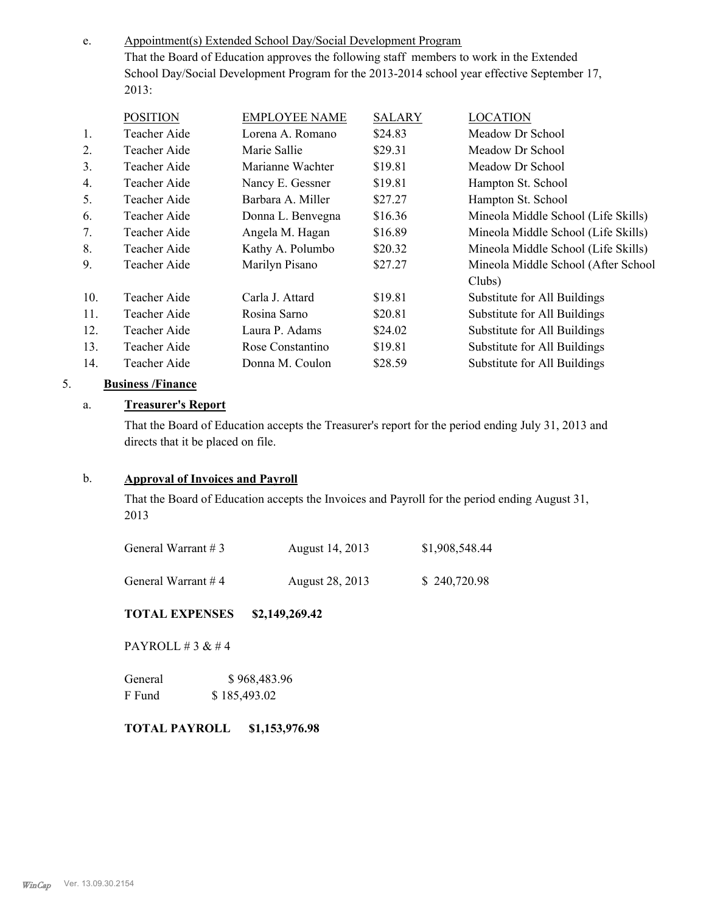e. Appointment(s) Extended School Day/Social Development Program

That the Board of Education approves the following staff members to work in the Extended School Day/Social Development Program for the 2013-2014 school year effective September 17, 2013:

| | POSITION | EMPLOYEE NAME | SALARY | LOCATION |
|---|---|---|---|---|
| 1. | Teacher Aide | Lorena A. Romano | $24.83 | Meadow Dr School |
| 2. | Teacher Aide | Marie Sallie | $29.31 | Meadow Dr School |
| 3. | Teacher Aide | Marianne Wachter | $19.81 | Meadow Dr School |
| 4. | Teacher Aide | Nancy E. Gessner | $19.81 | Hampton St. School |
| 5. | Teacher Aide | Barbara A. Miller | $27.27 | Hampton St. School |
| 6. | Teacher Aide | Donna L. Benvegna | $16.36 | Mineola Middle School (Life Skills) |
| 7. | Teacher Aide | Angela M. Hagan | $16.89 | Mineola Middle School (Life Skills) |
| 8. | Teacher Aide | Kathy A. Polumbo | $20.32 | Mineola Middle School (Life Skills) |
| 9. | Teacher Aide | Marilyn Pisano | $27.27 | Mineola Middle School (After School Clubs) |
| 10. | Teacher Aide | Carla J. Attard | $19.81 | Substitute for All Buildings |
| 11. | Teacher Aide | Rosina Sarno | $20.81 | Substitute for All Buildings |
| 12. | Teacher Aide | Laura P. Adams | $24.02 | Substitute for All Buildings |
| 13. | Teacher Aide | Rose Constantino | $19.81 | Substitute for All Buildings |
| 14. | Teacher Aide | Donna M. Coulon | $28.59 | Substitute for All Buildings |

5. **Business /Finance**

a. **Treasurer's Report**

That the Board of Education accepts the Treasurer's report for the period ending July 31, 2013 and directs that it be placed on file.

b. **Approval of Invoices and Payroll**

That the Board of Education accepts the Invoices and Payroll for the period ending August 31, 2013

| | | |
|---|---|---|
| General Warrant # 3 | August 14, 2013 | $1,908,548.44 |
| General Warrant # 4 | August 28, 2013 | $ 240,720.98 |

**TOTAL EXPENSES $2,149,269.42**

PAYROLL # 3 & # 4

| | |
|---|---|
| General | $ 968,483.96 |
| F Fund | $ 185,493.02 |

**TOTAL PAYROLL $1,153,976.98**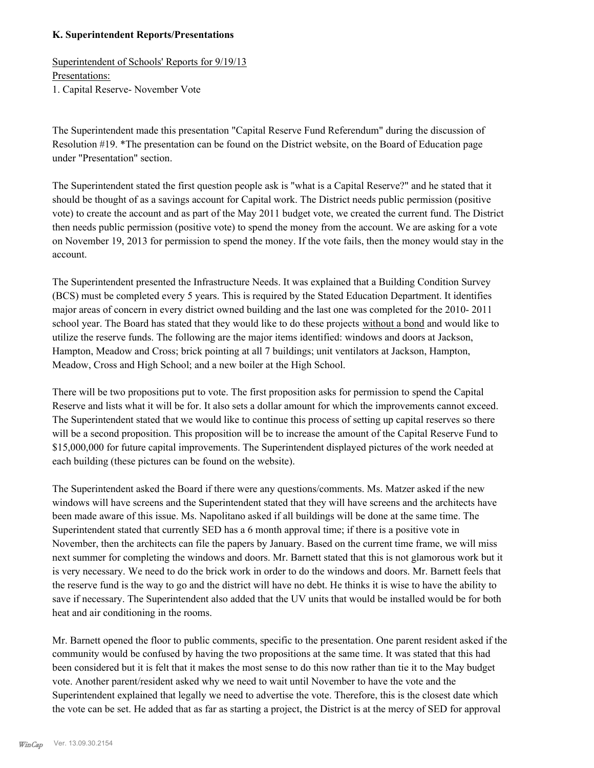#### K. Superintendent Reports/Presentations

Superintendent of Schools' Reports for 9/19/13
Presentations:
1. Capital Reserve- November Vote

The Superintendent made this presentation "Capital Reserve Fund Referendum" during the discussion of Resolution #19. *The presentation can be found on the District website, on the Board of Education page under "Presentation" section.

The Superintendent stated the first question people ask is "what is a Capital Reserve?" and he stated that it should be thought of as a savings account for Capital work. The District needs public permission (positive vote) to create the account and as part of the May 2011 budget vote, we created the current fund. The District then needs public permission (positive vote) to spend the money from the account. We are asking for a vote on November 19, 2013 for permission to spend the money. If the vote fails, then the money would stay in the account.

The Superintendent presented the Infrastructure Needs. It was explained that a Building Condition Survey (BCS) must be completed every 5 years. This is required by the Stated Education Department. It identifies major areas of concern in every district owned building and the last one was completed for the 2010- 2011 school year. The Board has stated that they would like to do these projects without a bond and would like to utilize the reserve funds. The following are the major items identified: windows and doors at Jackson, Hampton, Meadow and Cross; brick pointing at all 7 buildings; unit ventilators at Jackson, Hampton, Meadow, Cross and High School; and a new boiler at the High School.

There will be two propositions put to vote. The first proposition asks for permission to spend the Capital Reserve and lists what it will be for. It also sets a dollar amount for which the improvements cannot exceed. The Superintendent stated that we would like to continue this process of setting up capital reserves so there will be a second proposition. This proposition will be to increase the amount of the Capital Reserve Fund to $15,000,000 for future capital improvements. The Superintendent displayed pictures of the work needed at each building (these pictures can be found on the website).

The Superintendent asked the Board if there were any questions/comments. Ms. Matzer asked if the new windows will have screens and the Superintendent stated that they will have screens and the architects have been made aware of this issue. Ms. Napolitano asked if all buildings will be done at the same time. The Superintendent stated that currently SED has a 6 month approval time; if there is a positive vote in November, then the architects can file the papers by January. Based on the current time frame, we will miss next summer for completing the windows and doors. Mr. Barnett stated that this is not glamorous work but it is very necessary. We need to do the brick work in order to do the windows and doors. Mr. Barnett feels that the reserve fund is the way to go and the district will have no debt. He thinks it is wise to have the ability to save if necessary. The Superintendent also added that the UV units that would be installed would be for both heat and air conditioning in the rooms.

Mr. Barnett opened the floor to public comments, specific to the presentation. One parent resident asked if the community would be confused by having the two propositions at the same time. It was stated that this had been considered but it is felt that it makes the most sense to do this now rather than tie it to the May budget vote. Another parent/resident asked why we need to wait until November to have the vote and the Superintendent explained that legally we need to advertise the vote. Therefore, this is the closest date which the vote can be set. He added that as far as starting a project, the District is at the mercy of SED for approval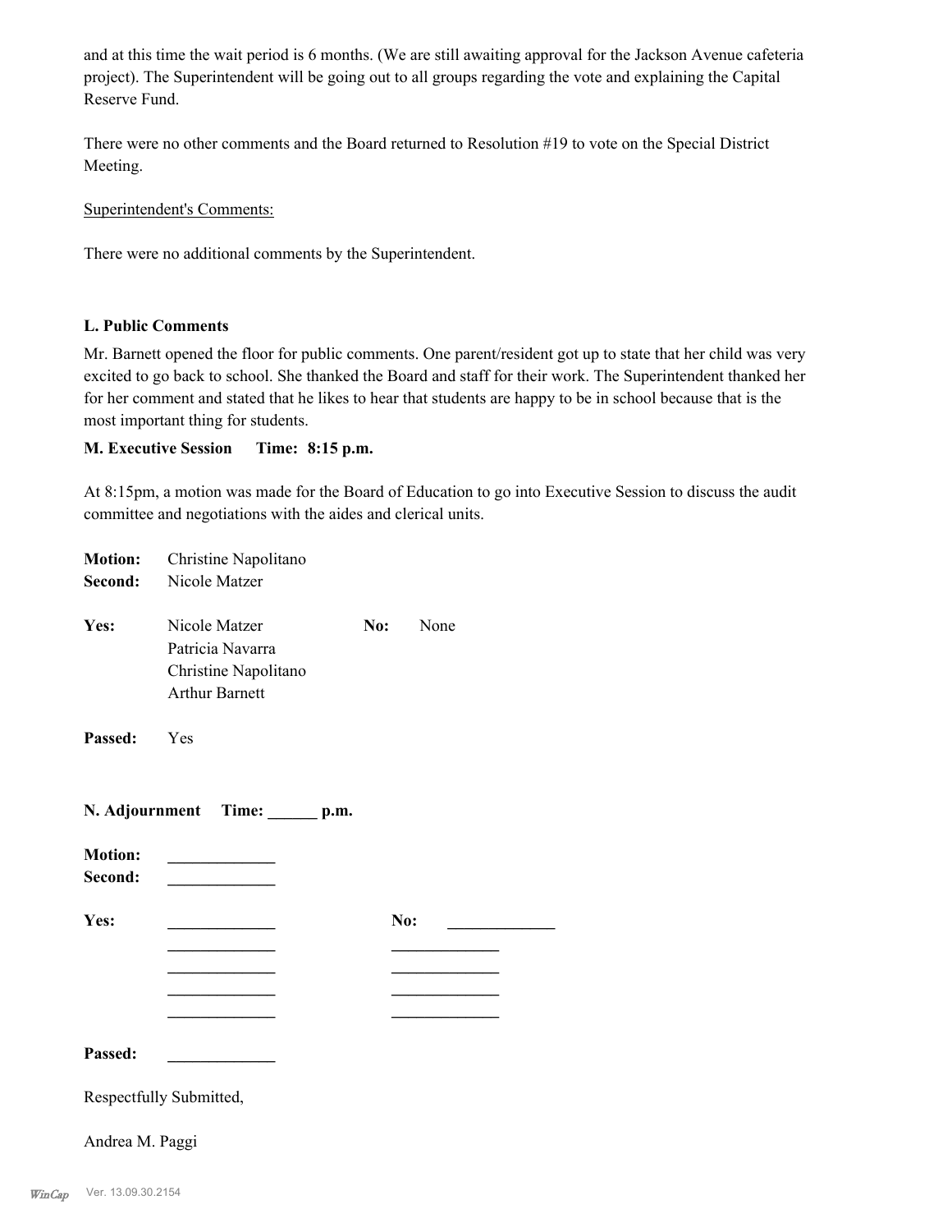and at this time the wait period is 6 months. (We are still awaiting approval for the Jackson Avenue cafeteria project). The Superintendent will be going out to all groups regarding the vote and explaining the Capital Reserve Fund.

There were no other comments and the Board returned to Resolution #19 to vote on the Special District Meeting.

Superintendent's Comments:

There were no additional comments by the Superintendent.

**L. Public Comments**

Mr. Barnett opened the floor for public comments. One parent/resident got up to state that her child was very excited to go back to school. She thanked the Board and staff for their work. The Superintendent thanked her for her comment and stated that he likes to hear that students are happy to be in school because that is the most important thing for students.

**M. Executive Session Time: 8:15 p.m.**

At 8:15pm, a motion was made for the Board of Education to go into Executive Session to discuss the audit committee and negotiations with the aides and clerical units.

**Motion:** Christine Napolitano
**Second:** Nicole Matzer

**Yes:** Nicole Matzer, Patricia Navarra, Christine Napolitano, Arthur Barnett
**No:** None

**Passed:** Yes

**N. Adjournment Time: ______ p.m.**

**Motion:** ____________
**Second:** ____________

**Yes:** ____________ **No:** ____________

**Passed:** ____________

Respectfully Submitted,

Andrea M. Paggi